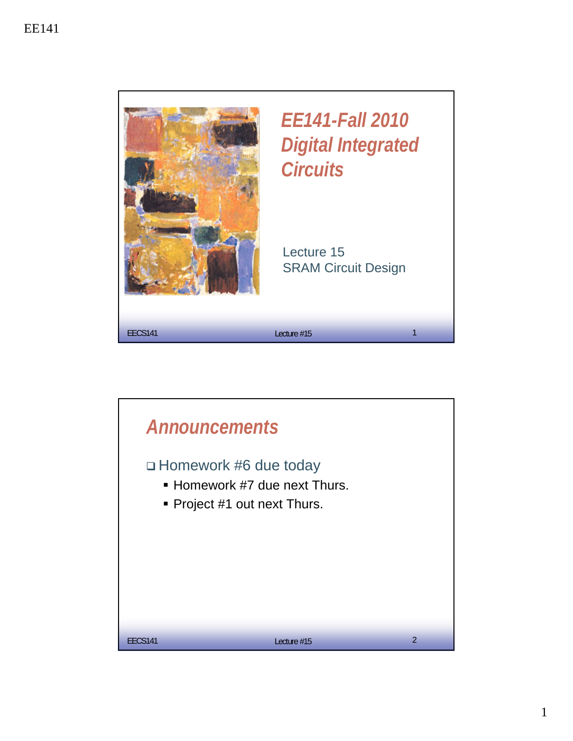# EE141-Fall 2010 Digital Integrated Circuits

Lecture 15
SRAM Circuit Design

## Announcements

- Homework #6 due today
  - Homework #7 due next Thurs.
  - Project #1 out next Thurs.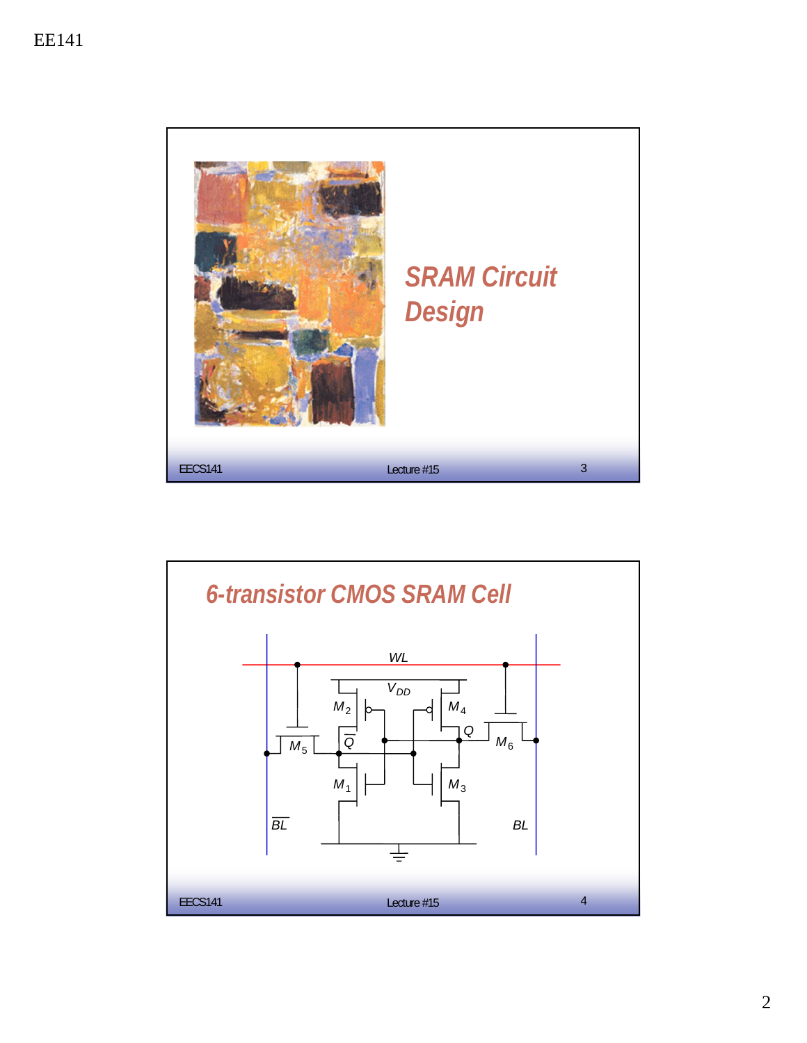## SRAM Circuit Design

## 6-transistor CMOS SRAM Cell

$WL$

$V_{DD}$

$M_2$ $M_4$

$\overline{Q}$ $Q$

$M_5$ $M_6$

$M_1$ $M_3$

$\overline{BL}$ $BL$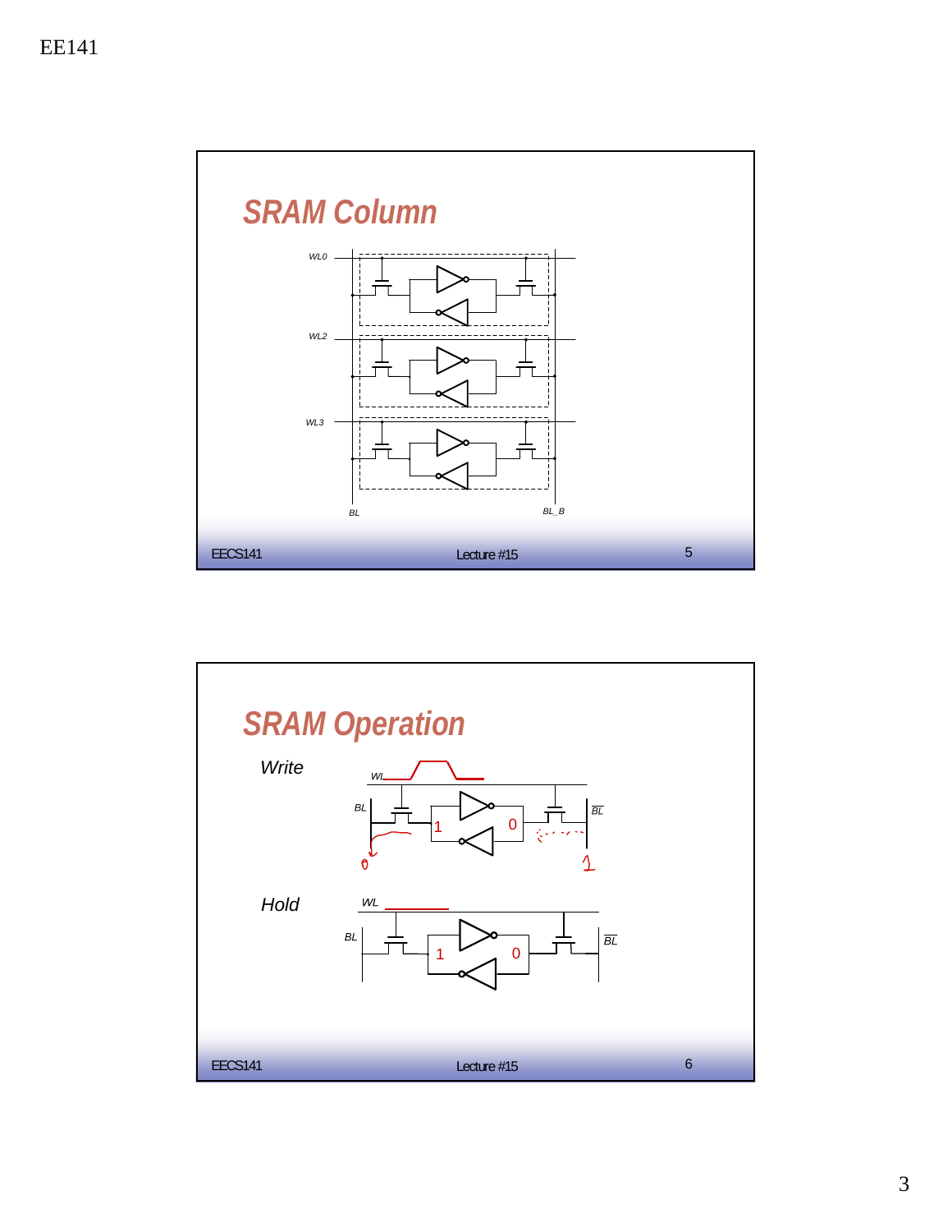## SRAM Column

WL0

WL2

WL3

BL

BL_B

## SRAM Operation

*Write*

WL

BL

1

0

$\overline{BL}$

0

1

*Hold*

WL

BL

1

0

$\overline{BL}$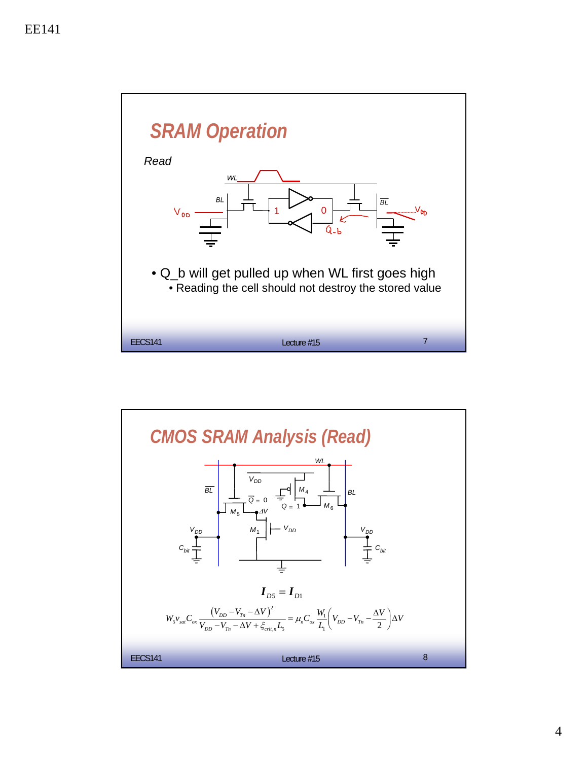## SRAM Operation

*Read*

- Q_b will get pulled up when WL first goes high
  - Reading the cell should not destroy the stored value

## CMOS SRAM Analysis (Read)

$$I_{D5} = I_{D1}$$

$$W_5 v_{sat} C_{ox} \frac{(V_{DD} - V_{Tn} - \Delta V)^2}{V_{DD} - V_{Tn} - \Delta V + \xi_{crit,n} L_5} = \mu_n C_{ox} \frac{W_1}{L_1}\left(V_{DD} - V_{Tn} - \frac{\Delta V}{2}\right)\Delta V$$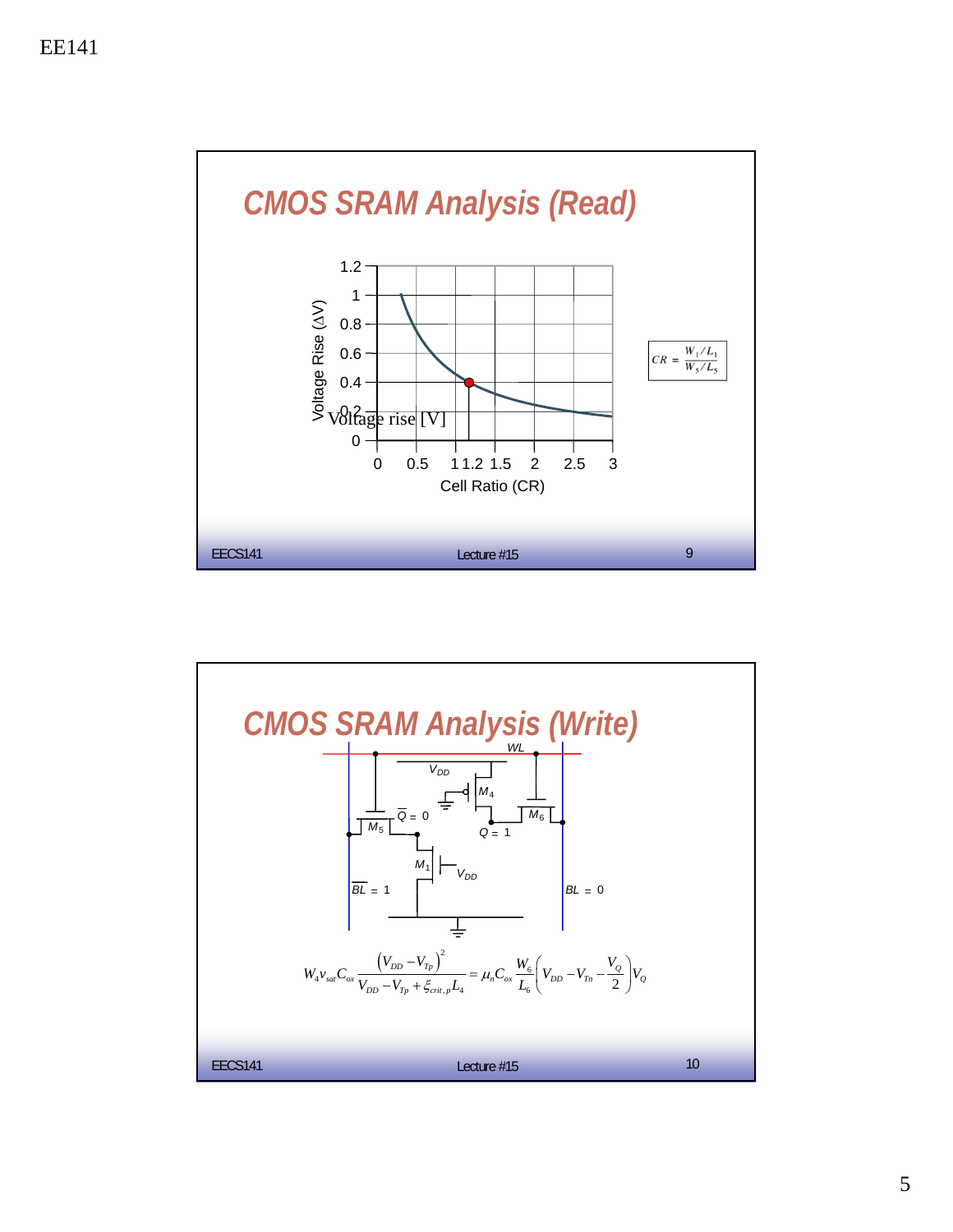## CMOS SRAM Analysis (Read)

Voltage Rise (ΔV)

Voltage rise [V]

Cell Ratio (CR)

$$CR = \frac{W_1/L_1}{W_5/L_5}$$

## CMOS SRAM Analysis (Write)

WL, $V_{DD}$, $M_4$, $M_5$, $M_6$, $M_1$, $\overline{Q} = 0$, $Q = 1$, $\overline{BL} = 1$, $BL = 0$

$$W_4 v_{sat} C_{ox} \frac{\left(V_{DD} - V_{Tp}\right)^2}{V_{DD} - V_{Tp} + \xi_{crit,p} L_4} = \mu_n C_{ox} \frac{W_6}{L_6} \left( V_{DD} - V_{Tn} - \frac{V_Q}{2} \right) V_Q$$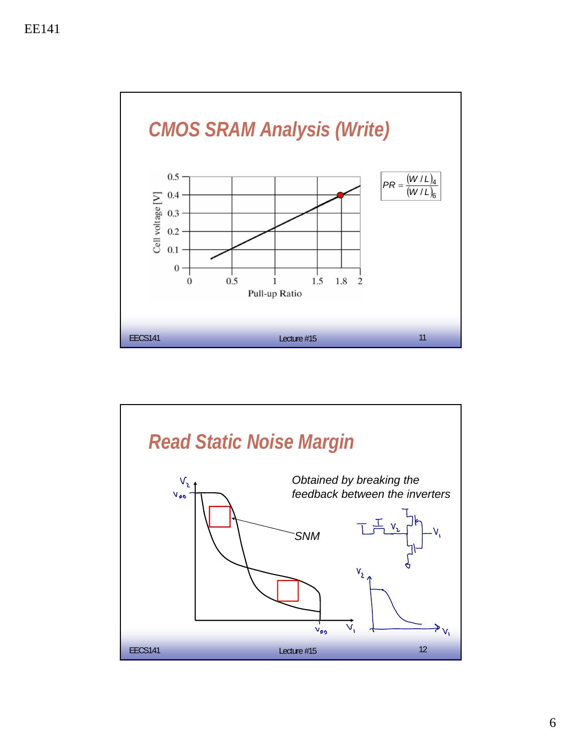## CMOS SRAM Analysis (Write)

Cell voltage [V] vs. Pull-up Ratio

$$PR = \frac{(W/L)_4}{(W/L)_6}$$

## Read Static Noise Margin

*Obtained by breaking the feedback between the inverters*

SNM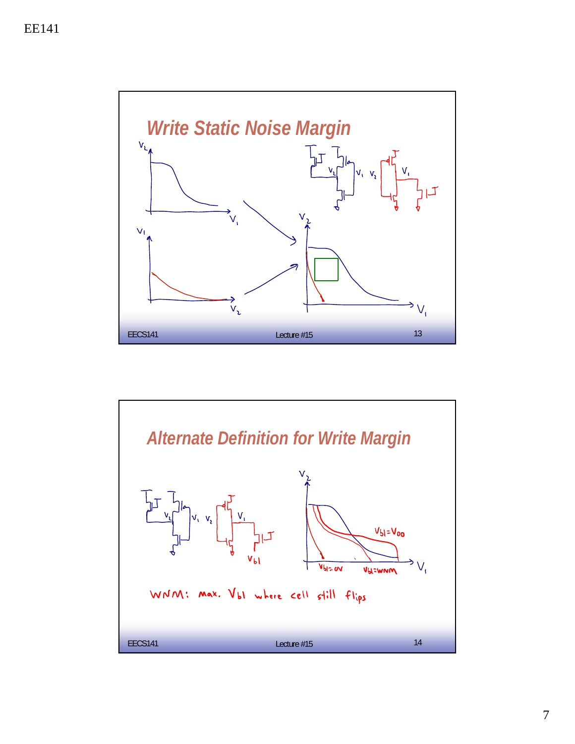## Write Static Noise Margin

## Alternate Definition for Write Margin

$V_{bl} = V_{DD}$

$V_{bl} = 0V$

$V_{bl} = WNM$

WNM: max. $V_{bl}$ where cell still flips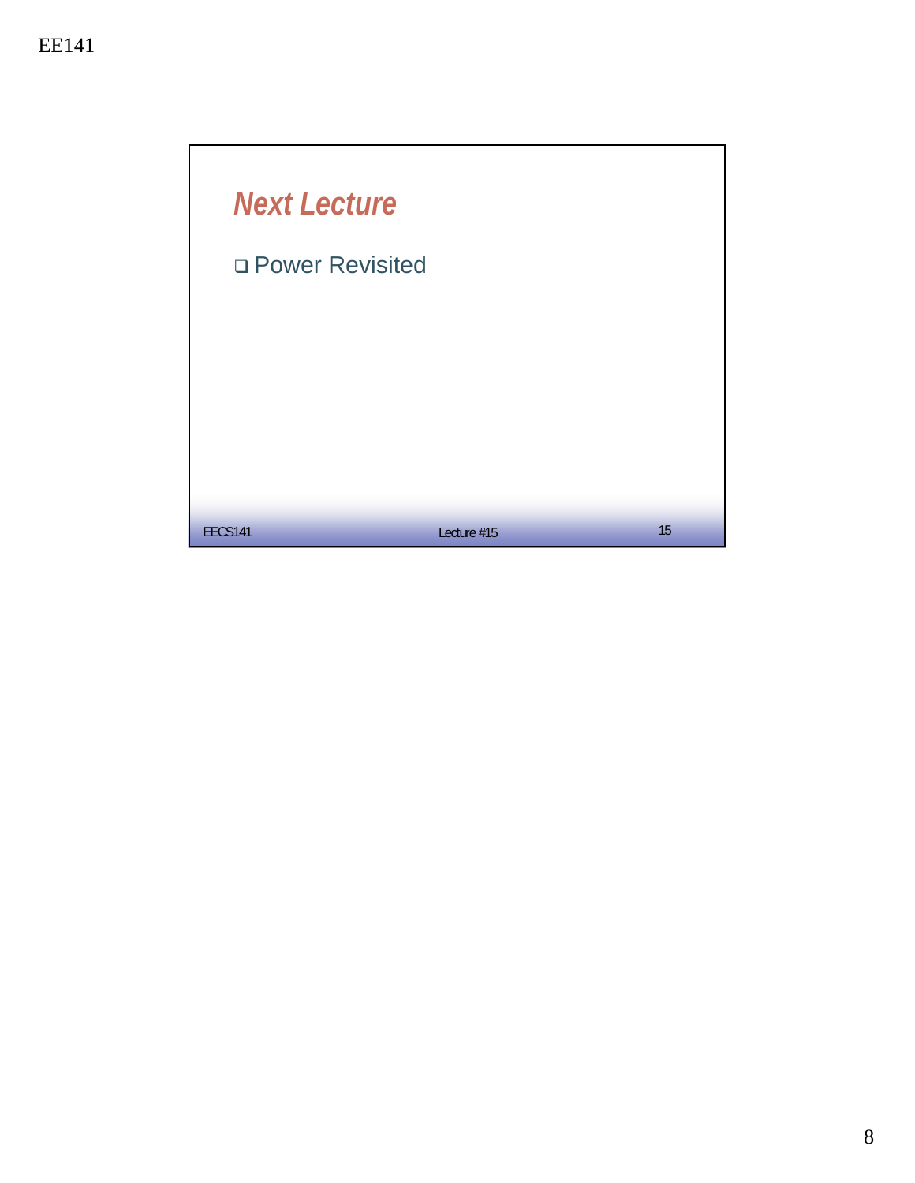## *Next Lecture*

- Power Revisited